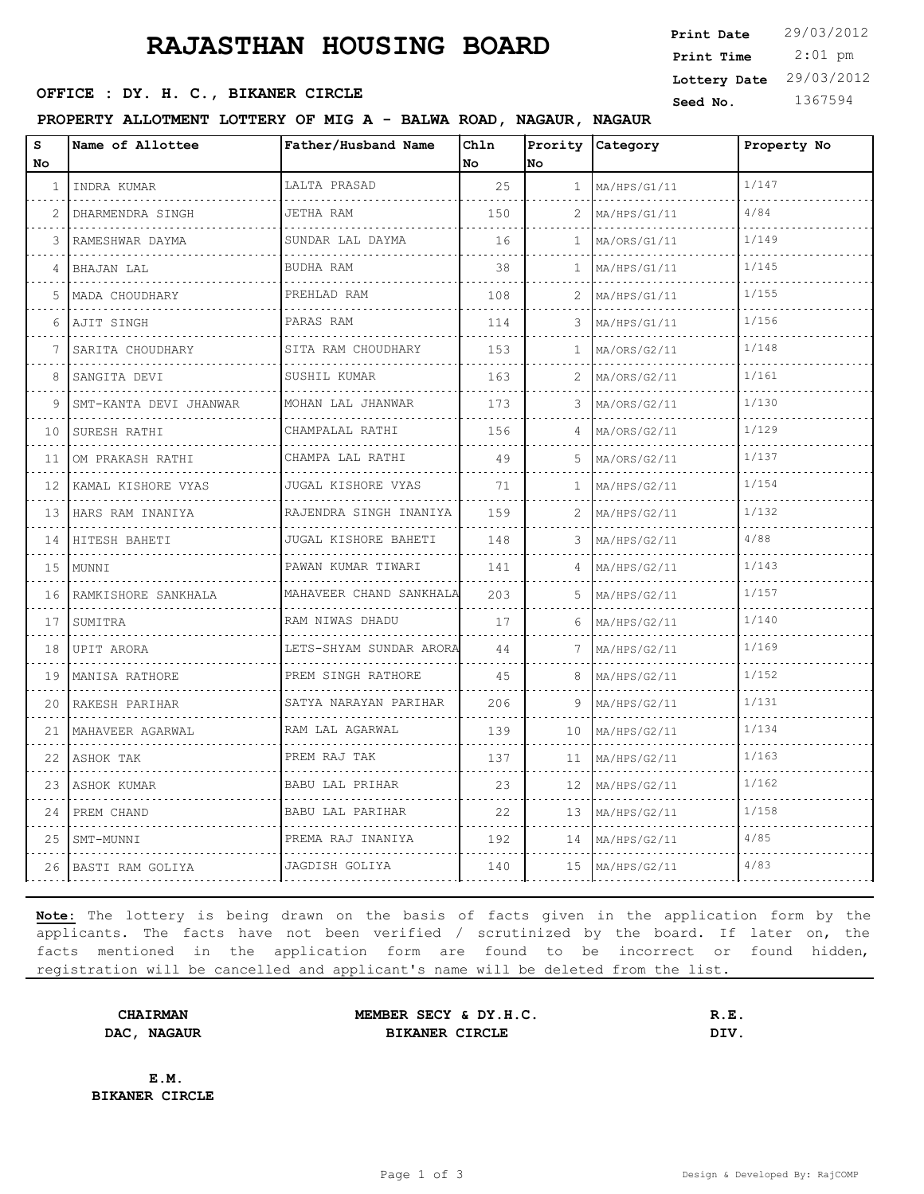# RAJASTHAN HOUSING BOARD

**Print Date** 29/03/2012
**Print Time** 2:01 pm
**Lottery Date** 29/03/2012
**Seed No.** 1367594

**OFFICE : DY. H. C., BIKANER CIRCLE**

**PROPERTY ALLOTMENT LOTTERY OF MIG A - BALWA ROAD, NAGAUR, NAGAUR**

| S No | Name of Allottee | Father/Husband Name | Chln No | Prority No | Category | Property No |
|---|---|---|---|---|---|---|
| 1 | INDRA KUMAR | LALTA PRASAD | 25 | 1 | MA/HPS/G1/11 | 1/147 |
| 2 | DHARMENDRA SINGH | JETHA RAM | 150 | 2 | MA/HPS/G1/11 | 4/84 |
| 3 | RAMESHWAR DAYMA | SUNDAR LAL DAYMA | 16 | 1 | MA/ORS/G1/11 | 1/149 |
| 4 | BHAJAN LAL | BUDHA RAM | 38 | 1 | MA/HPS/G1/11 | 1/145 |
| 5 | MADA CHOUDHARY | PREHLAD RAM | 108 | 2 | MA/HPS/G1/11 | 1/155 |
| 6 | AJIT SINGH | PARAS RAM | 114 | 3 | MA/HPS/G1/11 | 1/156 |
| 7 | SARITA CHOUDHARY | SITA RAM CHOUDHARY | 153 | 1 | MA/ORS/G2/11 | 1/148 |
| 8 | SANGITA DEVI | SUSHIL KUMAR | 163 | 2 | MA/ORS/G2/11 | 1/161 |
| 9 | SMT-KANTA DEVI JHANWAR | MOHAN LAL JHANWAR | 173 | 3 | MA/ORS/G2/11 | 1/130 |
| 10 | SURESH RATHI | CHAMPALAL RATHI | 156 | 4 | MA/ORS/G2/11 | 1/129 |
| 11 | OM PRAKASH RATHI | CHAMPA LAL RATHI | 49 | 5 | MA/ORS/G2/11 | 1/137 |
| 12 | KAMAL KISHORE VYAS | JUGAL KISHORE VYAS | 71 | 1 | MA/HPS/G2/11 | 1/154 |
| 13 | HARS RAM INANIYA | RAJENDRA SINGH INANIYA | 159 | 2 | MA/HPS/G2/11 | 1/132 |
| 14 | HITESH BAHETI | JUGAL KISHORE BAHETI | 148 | 3 | MA/HPS/G2/11 | 4/88 |
| 15 | MUNNI | PAWAN KUMAR TIWARI | 141 | 4 | MA/HPS/G2/11 | 1/143 |
| 16 | RAMKISHORE SANKHALA | MAHAVEER CHAND SANKHALA | 203 | 5 | MA/HPS/G2/11 | 1/157 |
| 17 | SUMITRA | RAM NIWAS DHADU | 17 | 6 | MA/HPS/G2/11 | 1/140 |
| 18 | UPIT ARORA | LETS-SHYAM SUNDAR ARORA | 44 | 7 | MA/HPS/G2/11 | 1/169 |
| 19 | MANISA RATHORE | PREM SINGH RATHORE | 45 | 8 | MA/HPS/G2/11 | 1/152 |
| 20 | RAKESH PARIHAR | SATYA NARAYAN PARIHAR | 206 | 9 | MA/HPS/G2/11 | 1/131 |
| 21 | MAHAVEER AGARWAL | RAM LAL AGARWAL | 139 | 10 | MA/HPS/G2/11 | 1/134 |
| 22 | ASHOK TAK | PREM RAJ TAK | 137 | 11 | MA/HPS/G2/11 | 1/163 |
| 23 | ASHOK KUMAR | BABU LAL PRIHAR | 23 | 12 | MA/HPS/G2/11 | 1/162 |
| 24 | PREM CHAND | BABU LAL PARIHAR | 22 | 13 | MA/HPS/G2/11 | 1/158 |
| 25 | SMT-MUNNI | PREMA RAJ INANIYA | 192 | 14 | MA/HPS/G2/11 | 4/85 |
| 26 | BASTI RAM GOLIYA | JAGDISH GOLIYA | 140 | 15 | MA/HPS/G2/11 | 4/83 |

**Note:** The lottery is being drawn on the basis of facts given in the application form by the applicants. The facts have not been verified / scrutinized by the board. If later on, the facts mentioned in the application form are found to be incorrect or found hidden, registration will be cancelled and applicant's name will be deleted from the list.

**CHAIRMAN**
**DAC, NAGAUR**

**MEMBER SECY & DY.H.C.**
**BIKANER CIRCLE**

**R.E.**
**DIV.**

**E.M.**
**BIKANER CIRCLE**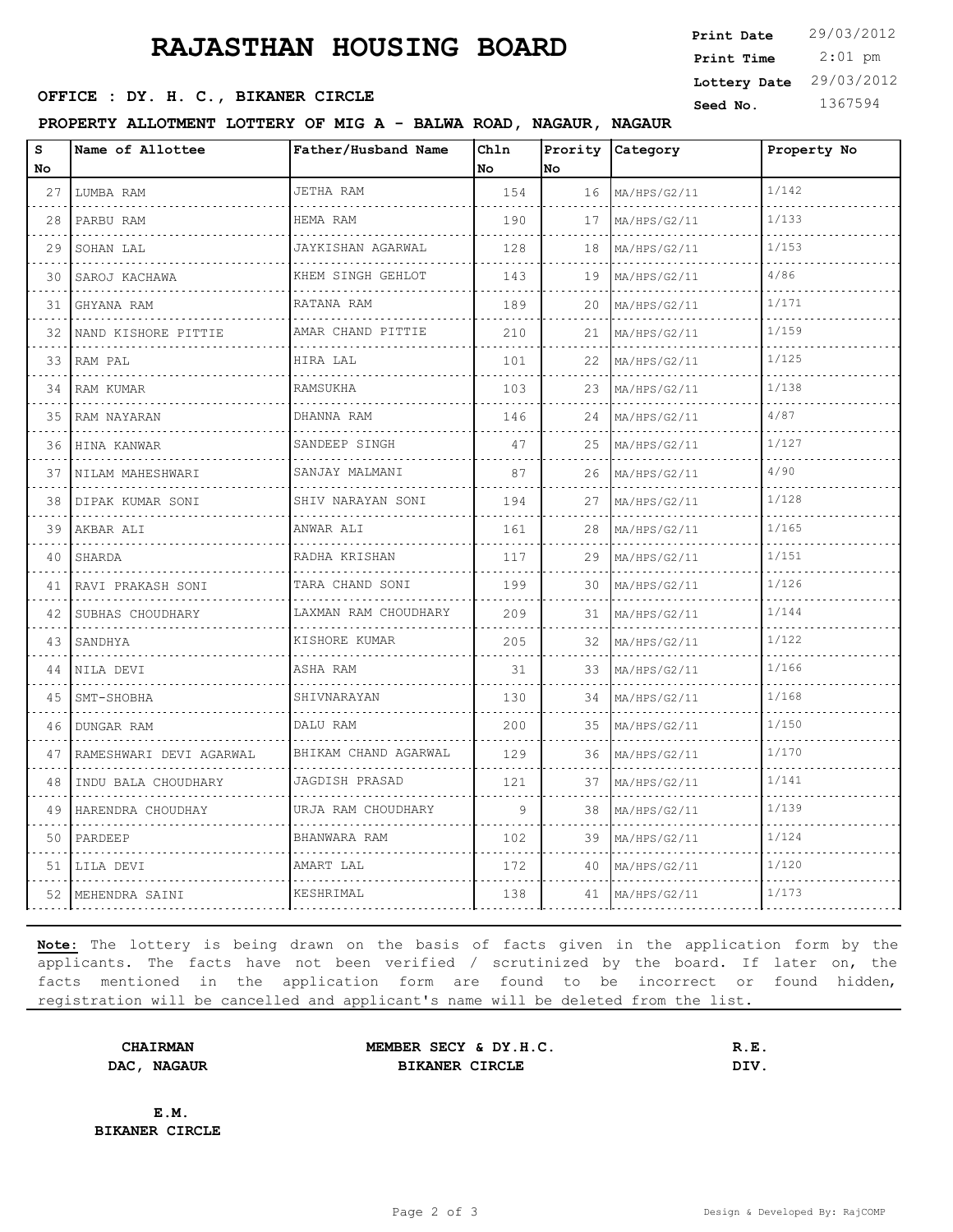# RAJASTHAN HOUSING BOARD

**Print Date** 29/03/2012
**Print Time** 2:01 pm
**Lottery Date** 29/03/2012
**Seed No.** 1367594

**OFFICE : DY. H. C., BIKANER CIRCLE**

**PROPERTY ALLOTMENT LOTTERY OF MIG A - BALWA ROAD, NAGAUR, NAGAUR**

| S No | Name of Allottee | Father/Husband Name | Chln No | Prority No | Category | Property No |
|---|---|---|---|---|---|---|
| 27 | LUMBA RAM | JETHA RAM | 154 | 16 | MA/HPS/G2/11 | 1/142 |
| 28 | PARBU RAM | HEMA RAM | 190 | 17 | MA/HPS/G2/11 | 1/133 |
| 29 | SOHAN LAL | JAYKISHAN AGARWAL | 128 | 18 | MA/HPS/G2/11 | 1/153 |
| 30 | SAROJ KACHAWA | KHEM SINGH GEHLOT | 143 | 19 | MA/HPS/G2/11 | 4/86 |
| 31 | GHYANA RAM | RATANA RAM | 189 | 20 | MA/HPS/G2/11 | 1/171 |
| 32 | NAND KISHORE PITTIE | AMAR CHAND PITTIE | 210 | 21 | MA/HPS/G2/11 | 1/159 |
| 33 | RAM PAL | HIRA LAL | 101 | 22 | MA/HPS/G2/11 | 1/125 |
| 34 | RAM KUMAR | RAMSUKHA | 103 | 23 | MA/HPS/G2/11 | 1/138 |
| 35 | RAM NAYARAN | DHANNA RAM | 146 | 24 | MA/HPS/G2/11 | 4/87 |
| 36 | HINA KANWAR | SANDEEP SINGH | 47 | 25 | MA/HPS/G2/11 | 1/127 |
| 37 | NILAM MAHESHWARI | SANJAY MALMANI | 87 | 26 | MA/HPS/G2/11 | 4/90 |
| 38 | DIPAK KUMAR SONI | SHIV NARAYAN SONI | 194 | 27 | MA/HPS/G2/11 | 1/128 |
| 39 | AKBAR ALI | ANWAR ALI | 161 | 28 | MA/HPS/G2/11 | 1/165 |
| 40 | SHARDA | RADHA KRISHAN | 117 | 29 | MA/HPS/G2/11 | 1/151 |
| 41 | RAVI PRAKASH SONI | TARA CHAND SONI | 199 | 30 | MA/HPS/G2/11 | 1/126 |
| 42 | SUBHAS CHOUDHARY | LAXMAN RAM CHOUDHARY | 209 | 31 | MA/HPS/G2/11 | 1/144 |
| 43 | SANDHYA | KISHORE KUMAR | 205 | 32 | MA/HPS/G2/11 | 1/122 |
| 44 | NILA DEVI | ASHA RAM | 31 | 33 | MA/HPS/G2/11 | 1/166 |
| 45 | SMT-SHOBHA | SHIVNARAYAN | 130 | 34 | MA/HPS/G2/11 | 1/168 |
| 46 | DUNGAR RAM | DALU RAM | 200 | 35 | MA/HPS/G2/11 | 1/150 |
| 47 | RAMESHWARI DEVI AGARWAL | BHIKAM CHAND AGARWAL | 129 | 36 | MA/HPS/G2/11 | 1/170 |
| 48 | INDU BALA CHOUDHARY | JAGDISH PRASAD | 121 | 37 | MA/HPS/G2/11 | 1/141 |
| 49 | HARENDRA CHOUDHAY | URJA RAM CHOUDHARY | 9 | 38 | MA/HPS/G2/11 | 1/139 |
| 50 | PARDEEP | BHANWARA RAM | 102 | 39 | MA/HPS/G2/11 | 1/124 |
| 51 | LILA DEVI | AMART LAL | 172 | 40 | MA/HPS/G2/11 | 1/120 |
| 52 | MEHENDRA SAINI | KESHRIMAL | 138 | 41 | MA/HPS/G2/11 | 1/173 |

**Note:** The lottery is being drawn on the basis of facts given in the application form by the applicants. The facts have not been verified / scrutinized by the board. If later on, the facts mentioned in the application form are found to be incorrect or found hidden, registration will be cancelled and applicant's name will be deleted from the list.

**CHAIRMAN**
**DAC, NAGAUR**

**MEMBER SECY & DY.H.C.**
**BIKANER CIRCLE**

**R.E.**
**DIV.**

**E.M.**
**BIKANER CIRCLE**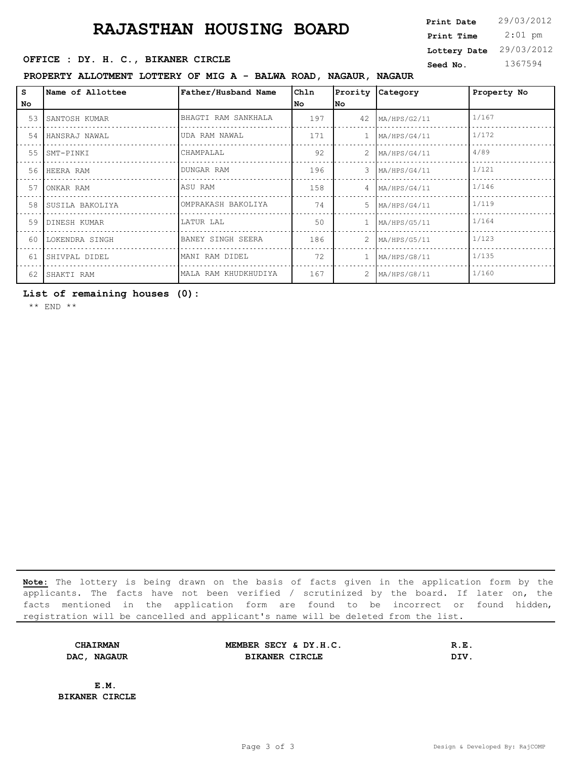# RAJASTHAN HOUSING BOARD

**Print Date** 29/03/2012
**Print Time** 2:01 pm
**Lottery Date** 29/03/2012
**Seed No.** 1367594

**OFFICE : DY. H. C., BIKANER CIRCLE**

**PROPERTY ALLOTMENT LOTTERY OF MIG A - BALWA ROAD, NAGAUR, NAGAUR**

| S No | Name of Allottee | Father/Husband Name | Chln No | Prority No | Category | Property No |
|---|---|---|---|---|---|---|
| 53 | SANTOSH KUMAR | BHAGTI RAM SANKHALA | 197 | 42 | MA/HPS/G2/11 | 1/167 |
| 54 | HANSRAJ NAWAL | UDA RAM NAWAL | 171 | 1 | MA/HPS/G4/11 | 1/172 |
| 55 | SMT-PINKI | CHAMPALAL | 92 | 2 | MA/HPS/G4/11 | 4/89 |
| 56 | HEERA RAM | DUNGAR RAM | 196 | 3 | MA/HPS/G4/11 | 1/121 |
| 57 | ONKAR RAM | ASU RAM | 158 | 4 | MA/HPS/G4/11 | 1/146 |
| 58 | SUSILA BAKOLIYA | OMPRAKASH BAKOLIYA | 74 | 5 | MA/HPS/G4/11 | 1/119 |
| 59 | DINESH KUMAR | LATUR LAL | 50 | 1 | MA/HPS/G5/11 | 1/164 |
| 60 | LOKENDRA SINGH | BANEY SINGH SEERA | 186 | 2 | MA/HPS/G5/11 | 1/123 |
| 61 | SHIVPAL DIDEL | MANI RAM DIDEL | 72 | 1 | MA/HPS/G8/11 | 1/135 |
| 62 | SHAKTI RAM | MALA RAM KHUDKHUDIYA | 167 | 2 | MA/HPS/G8/11 | 1/160 |

**List of remaining houses (0):**

** END **

**Note:** The lottery is being drawn on the basis of facts given in the application form by the applicants. The facts have not been verified / scrutinized by the board. If later on, the facts mentioned in the application form are found to be incorrect or found hidden, registration will be cancelled and applicant's name will be deleted from the list.

**CHAIRMAN**
**DAC, NAGAUR**

**MEMBER SECY & DY.H.C.**
**BIKANER CIRCLE**

**R.E.**
**DIV.**

**E.M.**
**BIKANER CIRCLE**

Design & Developed By: RajCOMP